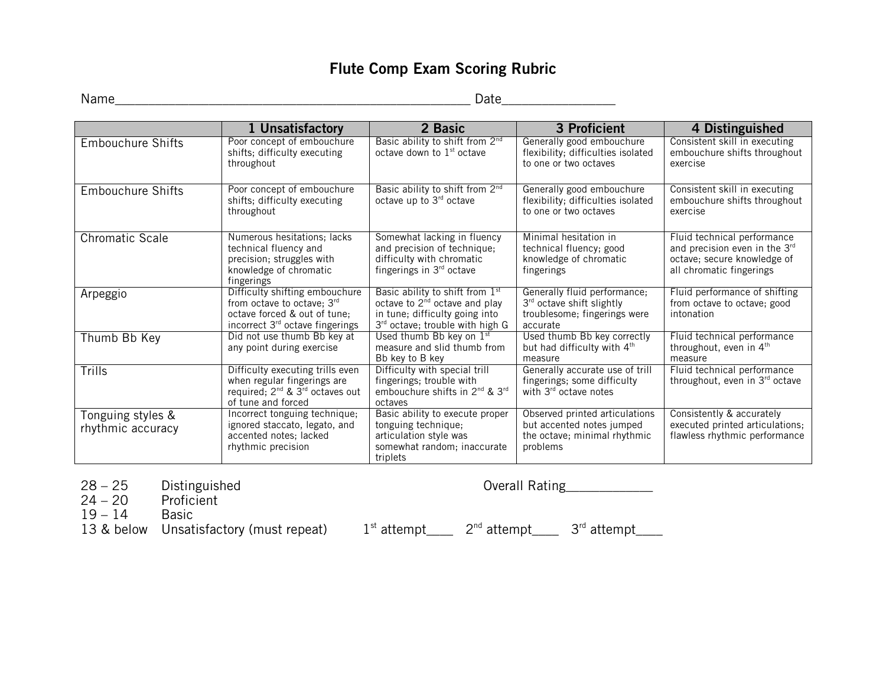# Flute Comp Exam Scoring Rubric

Name_______________________________________________ Date_______________

| | 1 Unsatisfactory | 2 Basic | 3 Proficient | 4 Distinguished |
|---|---|---|---|---|
| Embouchure Shifts | Poor concept of embouchure shifts; difficulty executing throughout | Basic ability to shift from 2nd octave down to 1st octave | Generally good embouchure flexibility; difficulties isolated to one or two octaves | Consistent skill in executing embouchure shifts throughout exercise |
| Embouchure Shifts | Poor concept of embouchure shifts; difficulty executing throughout | Basic ability to shift from 2nd octave up to 3rd octave | Generally good embouchure flexibility; difficulties isolated to one or two octaves | Consistent skill in executing embouchure shifts throughout exercise |
| Chromatic Scale | Numerous hesitations; lacks technical fluency and precision; struggles with knowledge of chromatic fingerings | Somewhat lacking in fluency and precision of technique; difficulty with chromatic fingerings in 3rd octave | Minimal hesitation in technical fluency; good knowledge of chromatic fingerings | Fluid technical performance and precision even in the 3rd octave; secure knowledge of all chromatic fingerings |
| Arpeggio | Difficulty shifting embouchure from octave to octave; 3rd octave forced & out of tune; incorrect 3rd octave fingerings | Basic ability to shift from 1st octave to 2nd octave and play in tune; difficulty going into 3rd octave; trouble with high G | Generally fluid performance; 3rd octave shift slightly troublesome; fingerings were accurate | Fluid performance of shifting from octave to octave; good intonation |
| Thumb Bb Key | Did not use thumb Bb key at any point during exercise | Used thumb Bb key on 1st measure and slid thumb from Bb key to B key | Used thumb Bb key correctly but had difficulty with 4th measure | Fluid technical performance throughout, even in 4th measure |
| Trills | Difficulty executing trills even when regular fingerings are required; 2nd & 3rd octaves out of tune and forced | Difficulty with special trill fingerings; trouble with embouchure shifts in 2nd & 3rd octaves | Generally accurate use of trill fingerings; some difficulty with 3rd octave notes | Fluid technical performance throughout, even in 3rd octave |
| Tonguing styles & rhythmic accuracy | Incorrect tonguing technique; ignored staccato, legato, and accented notes; lacked rhythmic precision | Basic ability to execute proper tonguing technique; articulation style was somewhat random; inaccurate triplets | Observed printed articulations but accented notes jumped the octave; minimal rhythmic problems | Consistently & accurately executed printed articulations; flawless rhythmic performance |

28 – 25 Distinguished

24 – 20 Proficient

19 – 14 Basic

13 & below Unsatisfactory (must repeat)

Overall Rating____________

1st attempt____ 2nd attempt____ 3rd attempt____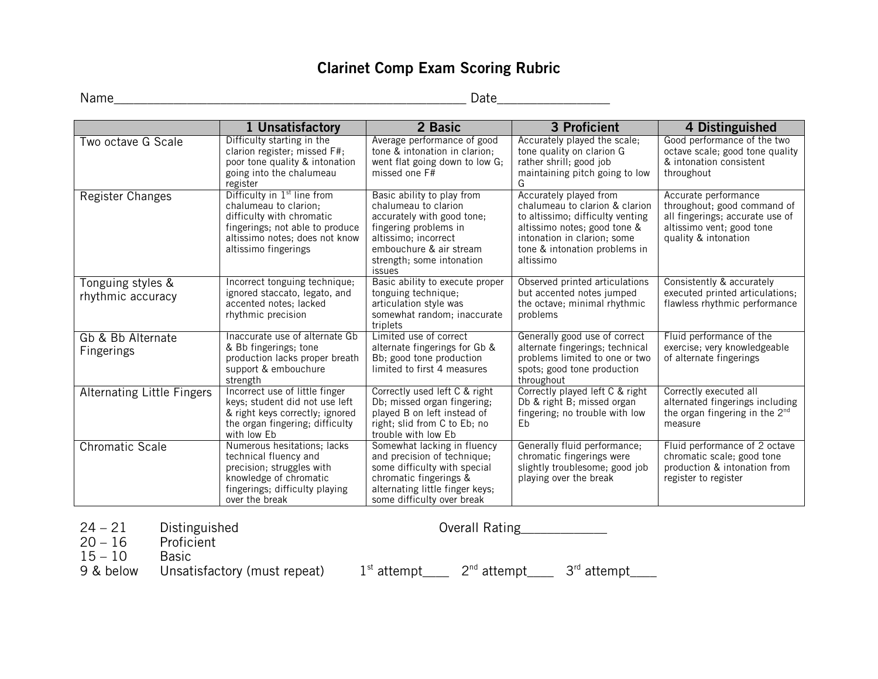# Clarinet Comp Exam Scoring Rubric

Name______________________________________________________ Date________________

| | 1 Unsatisfactory | 2 Basic | 3 Proficient | 4 Distinguished |
|---|---|---|---|---|
| Two octave G Scale | Difficulty starting in the clarion register; missed F#; poor tone quality & intonation going into the chalumeau register | Average performance of good tone & intonation in clarion; went flat going down to low G; missed one F# | Accurately played the scale; tone quality on clarion G rather shrill; good job maintaining pitch going to low G | Good performance of the two octave scale; good tone quality & intonation consistent throughout |
| Register Changes | Difficulty in 1st line from chalumeau to clarion; difficulty with chromatic fingerings; not able to produce altissimo notes; does not know altissimo fingerings | Basic ability to play from chalumeau to clarion accurately with good tone; fingering problems in altissimo; incorrect embouchure & air stream strength; some intonation issues | Accurately played from chalumeau to clarion & clarion to altissimo; difficulty venting altissimo notes; good tone & intonation in clarion; some tone & intonation problems in altissimo | Accurate performance throughout; good command of all fingerings; accurate use of altissimo vent; good tone quality & intonation |
| Tonguing styles & rhythmic accuracy | Incorrect tonguing technique; ignored staccato, legato, and accented notes; lacked rhythmic precision | Basic ability to execute proper tonguing technique; articulation style was somewhat random; inaccurate triplets | Observed printed articulations but accented notes jumped the octave; minimal rhythmic problems | Consistently & accurately executed printed articulations; flawless rhythmic performance |
| Gb & Bb Alternate Fingerings | Inaccurate use of alternate Gb & Bb fingerings; tone production lacks proper breath support & embouchure strength | Limited use of correct alternate fingerings for Gb & Bb; good tone production limited to first 4 measures | Generally good use of correct alternate fingerings; technical problems limited to one or two spots; good tone production throughout | Fluid performance of the exercise; very knowledgeable of alternate fingerings |
| Alternating Little Fingers | Incorrect use of little finger keys; student did not use left & right keys correctly; ignored the organ fingering; difficulty with low Eb | Correctly used left C & right Db; missed organ fingering; played B on left instead of right; slid from C to Eb; no trouble with low Eb | Correctly played left C & right Db & right B; missed organ fingering; no trouble with low Eb | Correctly executed all alternated fingerings including the organ fingering in the 2nd measure |
| Chromatic Scale | Numerous hesitations; lacks technical fluency and precision; struggles with knowledge of chromatic fingerings; difficulty playing over the break | Somewhat lacking in fluency and precision of technique; some difficulty with special chromatic fingerings & alternating little finger keys; some difficulty over break | Generally fluid performance; chromatic fingerings were slightly troublesome; good job playing over the break | Fluid performance of 2 octave chromatic scale; good tone production & intonation from register to register |

24 – 21 Distinguished

20 – 16 Proficient

15 – 10 Basic

9 & below Unsatisfactory (must repeat)

Overall Rating____________

1st attempt____ 2nd attempt____ 3rd attempt____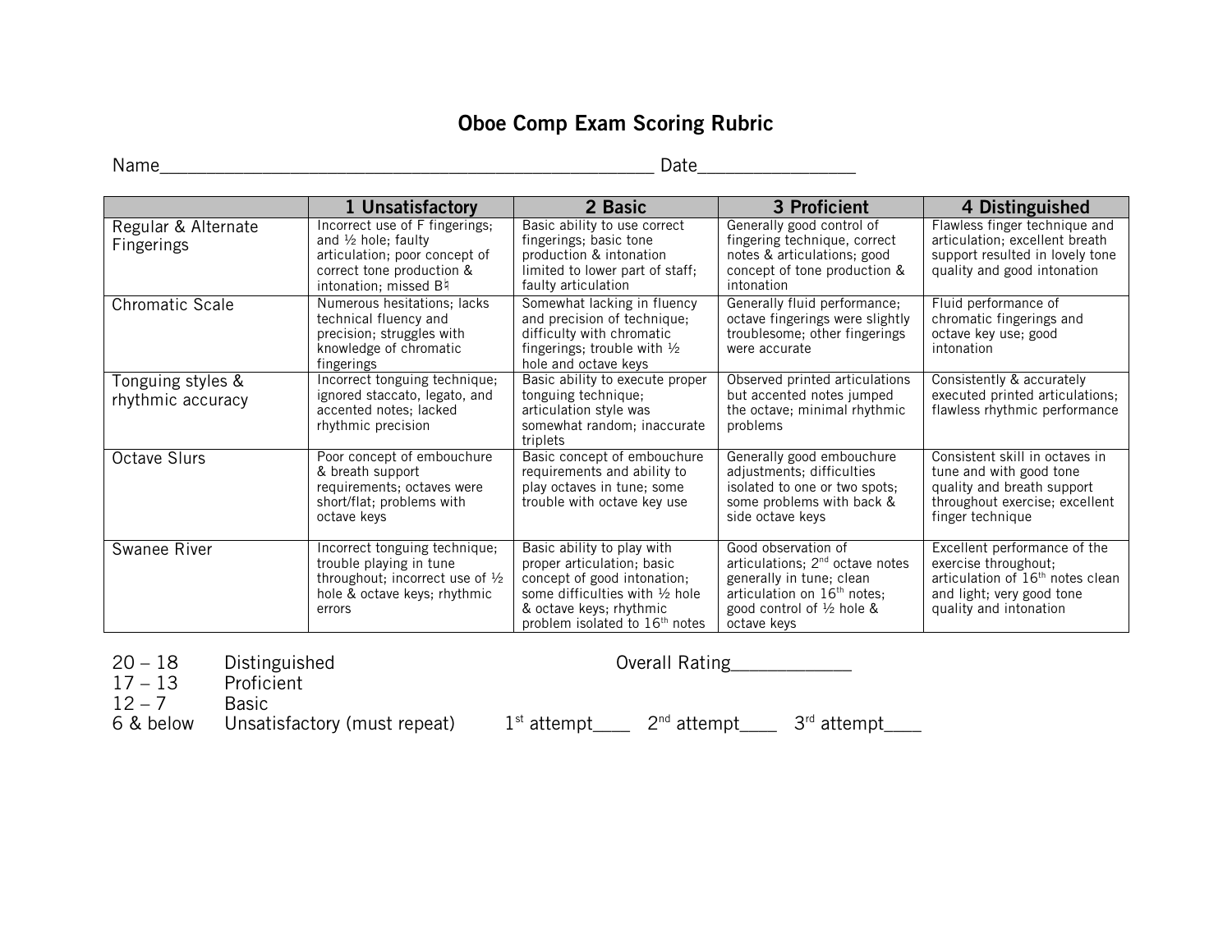# Oboe Comp Exam Scoring Rubric

Name______________________________________________________ Date________________

| | 1 Unsatisfactory | 2 Basic | 3 Proficient | 4 Distinguished |
|---|---|---|---|---|
| Regular & Alternate Fingerings | Incorrect use of F fingerings; and ½ hole; faulty articulation; poor concept of correct tone production & intonation; missed B♮ | Basic ability to use correct fingerings; basic tone production & intonation limited to lower part of staff; faulty articulation | Generally good control of fingering technique, correct notes & articulations; good concept of tone production & intonation | Flawless finger technique and articulation; excellent breath support resulted in lovely tone quality and good intonation |
| Chromatic Scale | Numerous hesitations; lacks technical fluency and precision; struggles with knowledge of chromatic fingerings | Somewhat lacking in fluency and precision of technique; difficulty with chromatic fingerings; trouble with ½ hole and octave keys | Generally fluid performance; octave fingerings were slightly troublesome; other fingerings were accurate | Fluid performance of chromatic fingerings and octave key use; good intonation |
| Tonguing styles & rhythmic accuracy | Incorrect tonguing technique; ignored staccato, legato, and accented notes; lacked rhythmic precision | Basic ability to execute proper tonguing technique; articulation style was somewhat random; inaccurate triplets | Observed printed articulations but accented notes jumped the octave; minimal rhythmic problems | Consistently & accurately executed printed articulations; flawless rhythmic performance |
| Octave Slurs | Poor concept of embouchure & breath support requirements; octaves were short/flat; problems with octave keys | Basic concept of embouchure requirements and ability to play octaves in tune; some trouble with octave key use | Generally good embouchure adjustments; difficulties isolated to one or two spots; some problems with back & side octave keys | Consistent skill in octaves in tune and with good tone quality and breath support throughout exercise; excellent finger technique |
| Swanee River | Incorrect tonguing technique; trouble playing in tune throughout; incorrect use of ½ hole & octave keys; rhythmic errors | Basic ability to play with proper articulation; basic concept of good intonation; some difficulties with ½ hole & octave keys; rhythmic problem isolated to 16th notes | Good observation of articulations; 2nd octave notes generally in tune; clean articulation on 16th notes; good control of ½ hole & octave keys | Excellent performance of the exercise throughout; articulation of 16th notes clean and light; very good tone quality and intonation |

20 – 18 Distinguished

17 – 13 Proficient

12 – 7 Basic

6 & below Unsatisfactory (must repeat)

Overall Rating____________

1st attempt____ 2nd attempt____ 3rd attempt____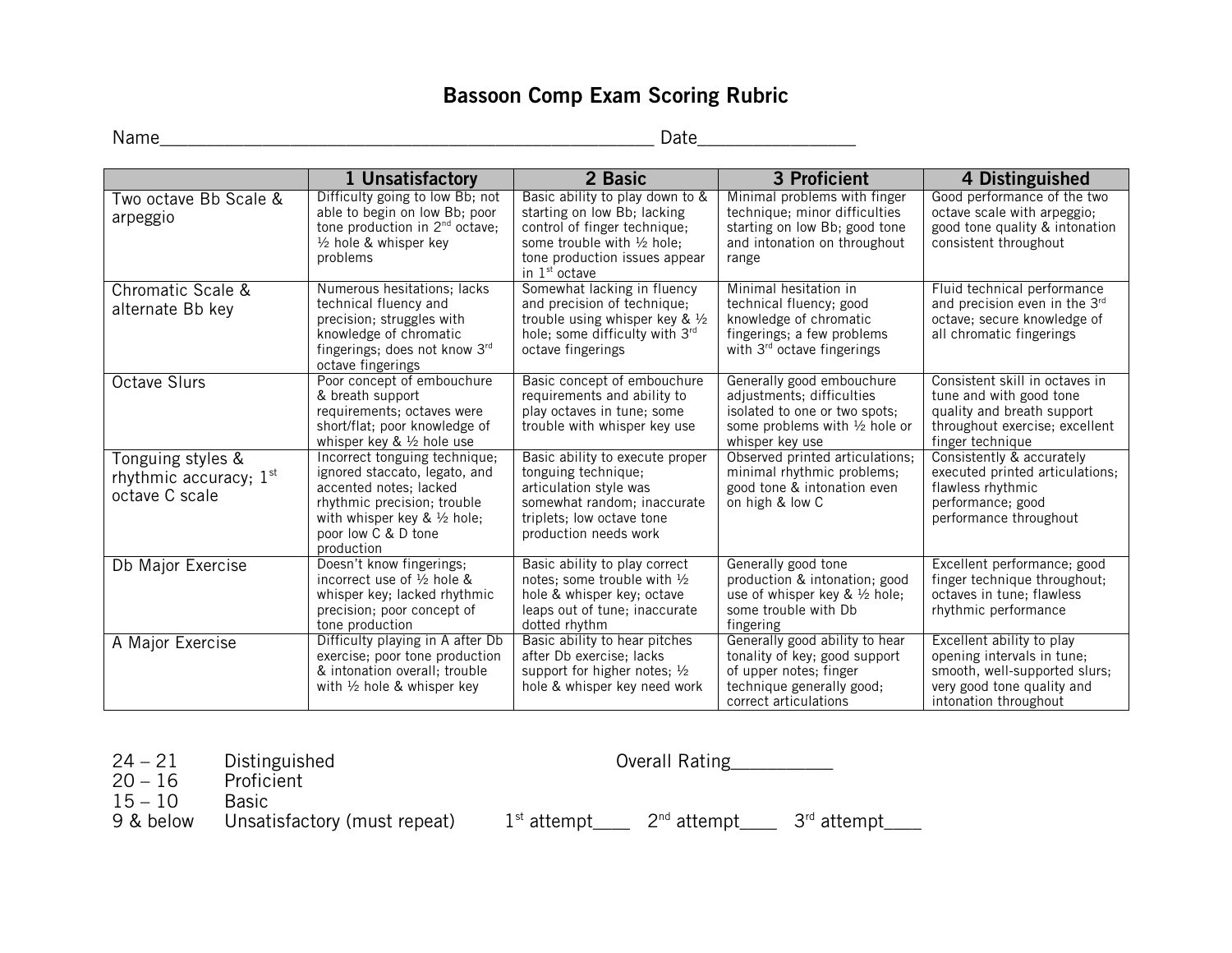# Bassoon Comp Exam Scoring Rubric

Name_______________________________________________ Date_______________

| | 1 Unsatisfactory | 2 Basic | 3 Proficient | 4 Distinguished |
|---|---|---|---|---|
| Two octave Bb Scale & arpeggio | Difficulty going to low Bb; not able to begin on low Bb; poor tone production in 2nd octave; ½ hole & whisper key problems | Basic ability to play down to & starting on low Bb; lacking control of finger technique; some trouble with ½ hole; tone production issues appear in 1st octave | Minimal problems with finger technique; minor difficulties starting on low Bb; good tone and intonation on throughout range | Good performance of the two octave scale with arpeggio; good tone quality & intonation consistent throughout |
| Chromatic Scale & alternate Bb key | Numerous hesitations; lacks technical fluency and precision; struggles with knowledge of chromatic fingerings; does not know 3rd octave fingerings | Somewhat lacking in fluency and precision of technique; trouble using whisper key & ½ hole; some difficulty with 3rd octave fingerings | Minimal hesitation in technical fluency; good knowledge of chromatic fingerings; a few problems with 3rd octave fingerings | Fluid technical performance and precision even in the 3rd octave; secure knowledge of all chromatic fingerings |
| Octave Slurs | Poor concept of embouchure & breath support requirements; octaves were short/flat; poor knowledge of whisper key & ½ hole use | Basic concept of embouchure requirements and ability to play octaves in tune; some trouble with whisper key use | Generally good embouchure adjustments; difficulties isolated to one or two spots; some problems with ½ hole or whisper key use | Consistent skill in octaves in tune and with good tone quality and breath support throughout exercise; excellent finger technique |
| Tonguing styles & rhythmic accuracy; 1st octave C scale | Incorrect tonguing technique; ignored staccato, legato, and accented notes; lacked rhythmic precision; trouble with whisper key & ½ hole; poor low C & D tone production | Basic ability to execute proper tonguing technique; articulation style was somewhat random; inaccurate triplets; low octave tone production needs work | Observed printed articulations; minimal rhythmic problems; good tone & intonation even on high & low C | Consistently & accurately executed printed articulations; flawless rhythmic performance; good performance throughout |
| Db Major Exercise | Doesn't know fingerings; incorrect use of ½ hole & whisper key; lacked rhythmic precision; poor concept of tone production | Basic ability to play correct notes; some trouble with ½ hole & whisper key; octave leaps out of tune; inaccurate dotted rhythm | Generally good tone production & intonation; good use of whisper key & ½ hole; some trouble with Db fingering | Excellent performance; good finger technique throughout; octaves in tune; flawless rhythmic performance |
| A Major Exercise | Difficulty playing in A after Db exercise; poor tone production & intonation overall; trouble with ½ hole & whisper key | Basic ability to hear pitches after Db exercise; lacks support for higher notes; ½ hole & whisper key need work | Generally good ability to hear tonality of key; good support of upper notes; finger technique generally good; correct articulations | Excellent ability to play opening intervals in tune; smooth, well-supported slurs; very good tone quality and intonation throughout |

24 – 21 Distinguished

20 – 16 Proficient

15 – 10 Basic

9 & below Unsatisfactory (must repeat)

Overall Rating__________

1st attempt____ 2nd attempt____ 3rd attempt____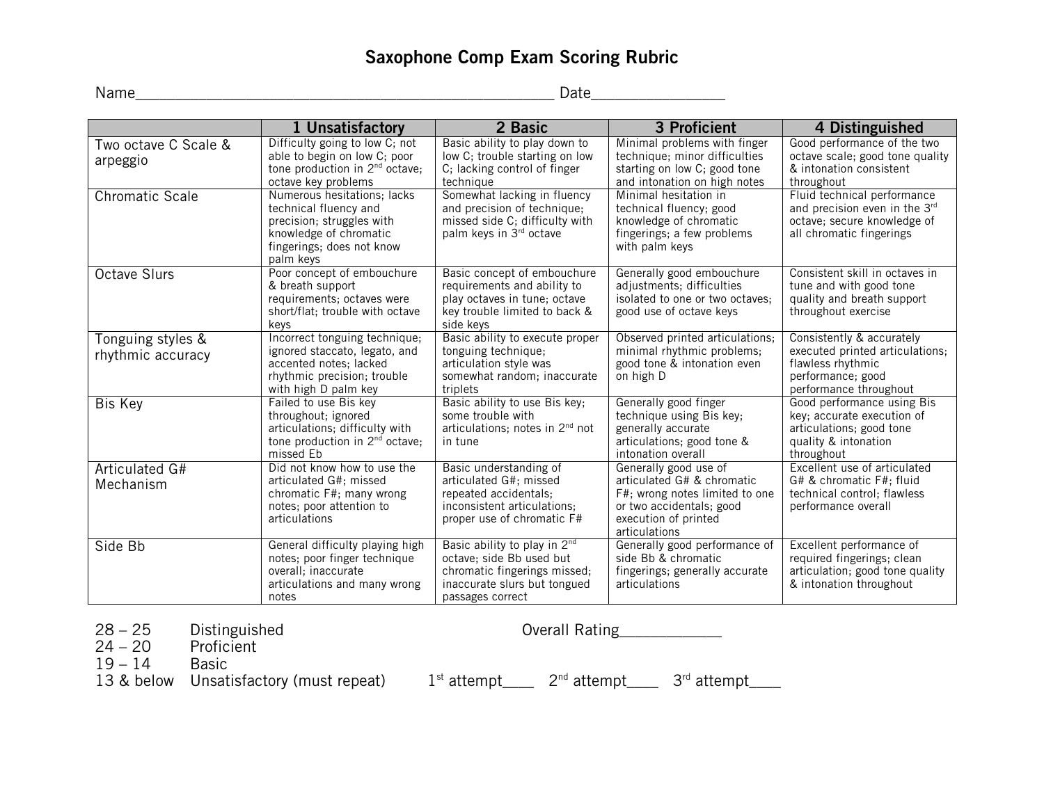# Saxophone Comp Exam Scoring Rubric

Name\_\_\_\_\_\_\_\_\_\_\_\_\_\_\_\_\_\_\_\_\_\_\_\_\_\_\_\_\_\_\_\_\_\_\_\_\_\_\_\_\_\_\_\_\_\_\_\_\_\_\_\_ Date\_\_\_\_\_\_\_\_\_\_\_\_\_\_\_\_

| | 1 Unsatisfactory | 2 Basic | 3 Proficient | 4 Distinguished |
|---|---|---|---|---|
| Two octave C Scale & arpeggio | Difficulty going to low C; not able to begin on low C; poor tone production in 2nd octave; octave key problems | Basic ability to play down to low C; trouble starting on low C; lacking control of finger technique | Minimal problems with finger technique; minor difficulties starting on low C; good tone and intonation on high notes | Good performance of the two octave scale; good tone quality & intonation consistent throughout |
| Chromatic Scale | Numerous hesitations; lacks technical fluency and precision; struggles with knowledge of chromatic fingerings; does not know palm keys | Somewhat lacking in fluency and precision of technique; missed side C; difficulty with palm keys in 3rd octave | Minimal hesitation in technical fluency; good knowledge of chromatic fingerings; a few problems with palm keys | Fluid technical performance and precision even in the 3rd octave; secure knowledge of all chromatic fingerings |
| Octave Slurs | Poor concept of embouchure & breath support requirements; octaves were short/flat; trouble with octave keys | Basic concept of embouchure requirements and ability to play octaves in tune; octave key trouble limited to back & side keys | Generally good embouchure adjustments; difficulties isolated to one or two octaves; good use of octave keys | Consistent skill in octaves in tune and with good tone quality and breath support throughout exercise |
| Tonguing styles & rhythmic accuracy | Incorrect tonguing technique; ignored staccato, legato, and accented notes; lacked rhythmic precision; trouble with high D palm key | Basic ability to execute proper tonguing technique; articulation style was somewhat random; inaccurate triplets | Observed printed articulations; minimal rhythmic problems; good tone & intonation even on high D | Consistently & accurately executed printed articulations; flawless rhythmic performance; good performance throughout |
| Bis Key | Failed to use Bis key throughout; ignored articulations; difficulty with tone production in 2nd octave; missed Eb | Basic ability to use Bis key; some trouble with articulations; notes in 2nd not in tune | Generally good finger technique using Bis key; generally accurate articulations; good tone & intonation overall | Good performance using Bis key; accurate execution of articulations; good tone quality & intonation throughout |
| Articulated G# Mechanism | Did not know how to use the articulated G#; missed chromatic F#; many wrong notes; poor attention to articulations | Basic understanding of articulated G#; missed repeated accidentals; inconsistent articulations; proper use of chromatic F# | Generally good use of articulated G# & chromatic F#; wrong notes limited to one or two accidentals; good execution of printed articulations | Excellent use of articulated G# & chromatic F#; fluid technical control; flawless performance overall |
| Side Bb | General difficulty playing high notes; poor finger technique overall; inaccurate articulations and many wrong notes | Basic ability to play in 2nd octave; side Bb used but chromatic fingerings missed; inaccurate slurs but tongued passages correct | Generally good performance of side Bb & chromatic fingerings; generally accurate articulations | Excellent performance of required fingerings; clean articulation; good tone quality & intonation throughout |

28 – 25 Distinguished

24 – 20 Proficient

19 – 14 Basic

13 & below Unsatisfactory (must repeat)

Overall Rating\_\_\_\_\_\_\_\_\_\_\_\_

1st attempt\_\_\_\_ 2nd attempt\_\_\_\_ 3rd attempt\_\_\_\_